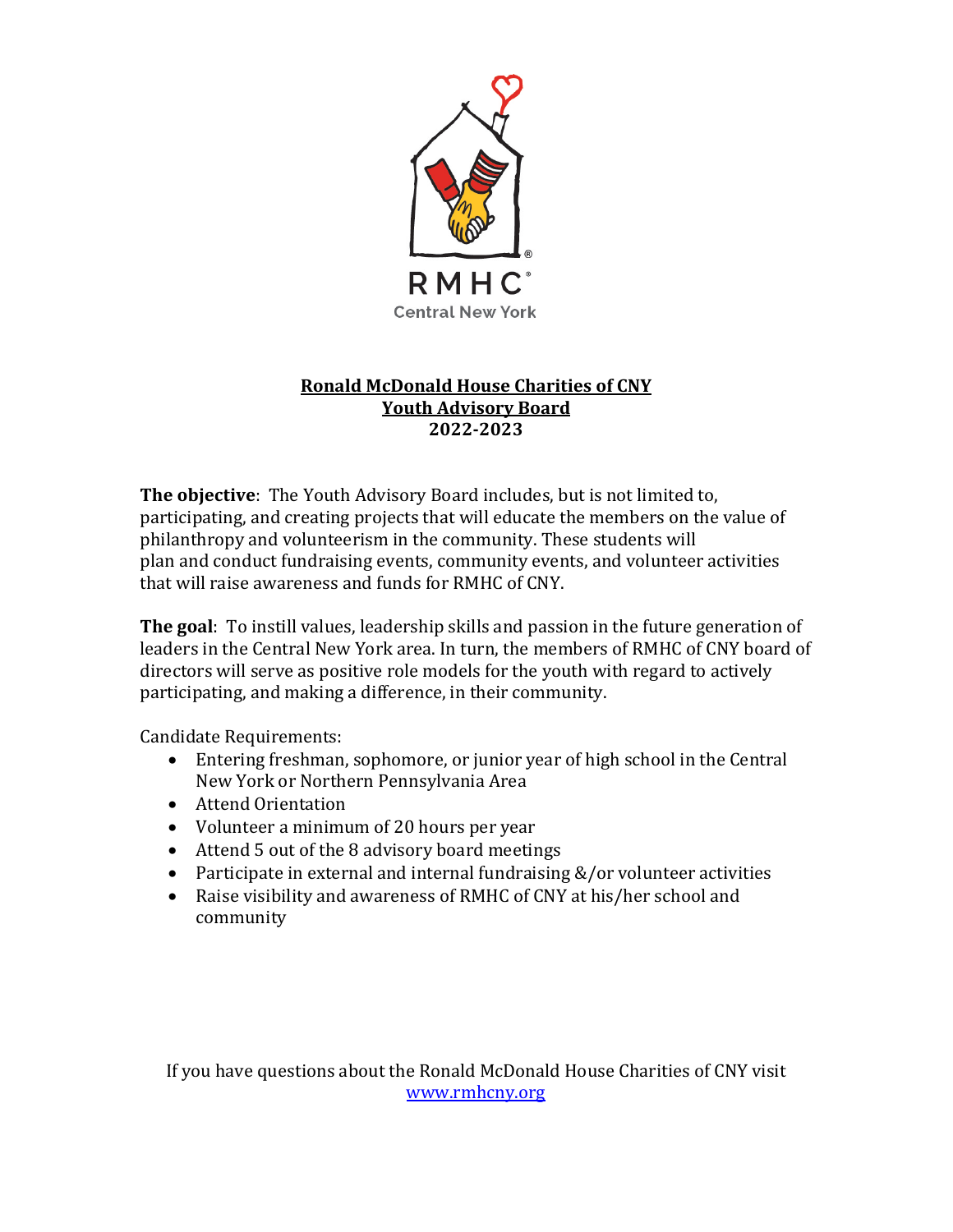RMHC

Central New York

**Ronald McDonald House Charities of CNY**
**Youth Advisory Board**
**2022-2023**

**The objective**: The Youth Advisory Board includes, but is not limited to, participating, and creating projects that will educate the members on the value of philanthropy and volunteerism in the community. These students will plan and conduct fundraising events, community events, and volunteer activities that will raise awareness and funds for RMHC of CNY.

**The goal**: To instill values, leadership skills and passion in the future generation of leaders in the Central New York area. In turn, the members of RMHC of CNY board of directors will serve as positive role models for the youth with regard to actively participating, and making a difference, in their community.

Candidate Requirements:

- Entering freshman, sophomore, or junior year of high school in the Central New York or Northern Pennsylvania Area
- Attend Orientation
- Volunteer a minimum of 20 hours per year
- Attend 5 out of the 8 advisory board meetings
- Participate in external and internal fundraising &/or volunteer activities
- Raise visibility and awareness of RMHC of CNY at his/her school and community

If you have questions about the Ronald McDonald House Charities of CNY visit [www.rmhcny.org](http://www.rmhcny.org)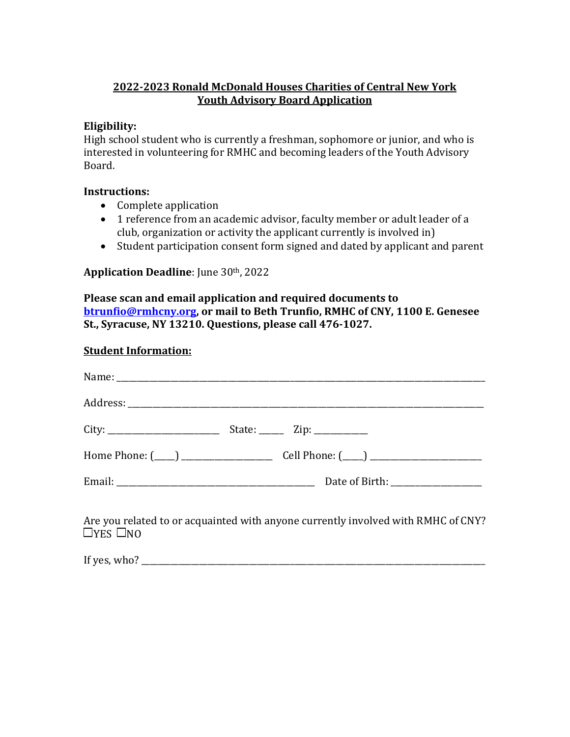**2022-2023 Ronald McDonald Houses Charities of Central New York**
**Youth Advisory Board Application**

**Eligibility:**
High school student who is currently a freshman, sophomore or junior, and who is interested in volunteering for RMHC and becoming leaders of the Youth Advisory Board.

**Instructions:**

- Complete application
- 1 reference from an academic advisor, faculty member or adult leader of a club, organization or activity the applicant currently is involved in)
- Student participation consent form signed and dated by applicant and parent

**Application Deadline**: June 30th, 2022

**Please scan and email application and required documents to btrunfio@rmhcny.org, or mail to Beth Trunfio, RMHC of CNY, 1100 E. Genesee St., Syracuse, NY 13210. Questions, please call 476-1027.**

**Student Information:**

Name: ______________________________________________________________________________

Address: ____________________________________________________________________________

City: _______________________ State: _____ Zip: ___________

Home Phone: (____) ___________________ Cell Phone: (____) _________________________

Email: ___________________________________________ Date of Birth: ___________________

Are you related to or acquainted with anyone currently involved with RMHC of CNY?
☐YES ☐NO

If yes, who? ________________________________________________________________________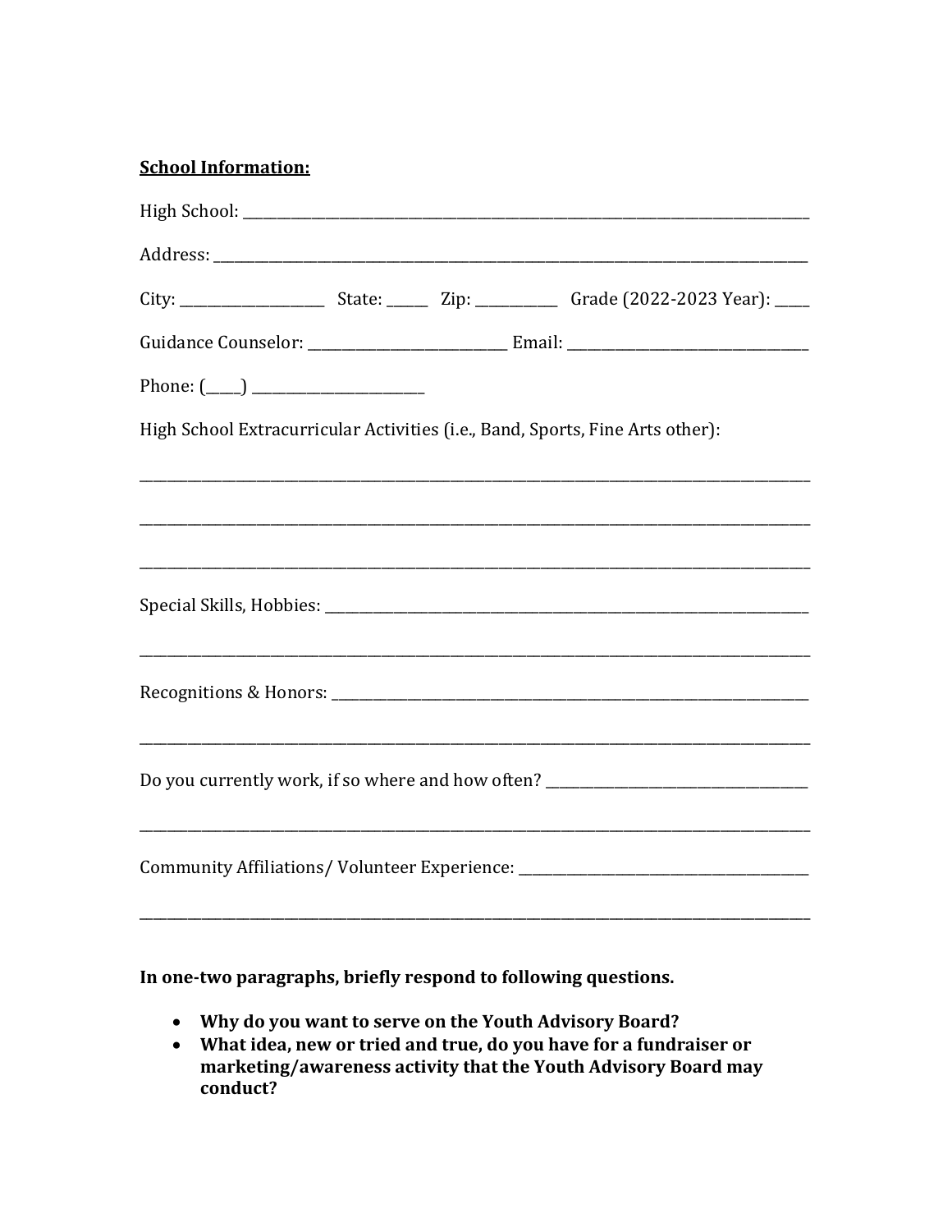**<u>School Information:</u>**

High School: ___________________________________________________________________________

Address: ______________________________________________________________________________

City: ___________________ State: _____ Zip: __________ Grade (2022-2023 Year): ____

Guidance Counselor: __________________________ Email: ______________________________

Phone: (____) ______________________

High School Extracurricular Activities (i.e., Band, Sports, Fine Arts other):

______________________________________________________________________________________

______________________________________________________________________________________

______________________________________________________________________________________

Special Skills, Hobbies: _______________________________________________________________

______________________________________________________________________________________

Recognitions & Honors: _______________________________________________________________

______________________________________________________________________________________

Do you currently work, if so where and how often? __________________________________

______________________________________________________________________________________

Community Affiliations/ Volunteer Experience: _____________________________________

______________________________________________________________________________________

**In one-two paragraphs, briefly respond to following questions.**

- **Why do you want to serve on the Youth Advisory Board?**
- **What idea, new or tried and true, do you have for a fundraiser or marketing/awareness activity that the Youth Advisory Board may conduct?**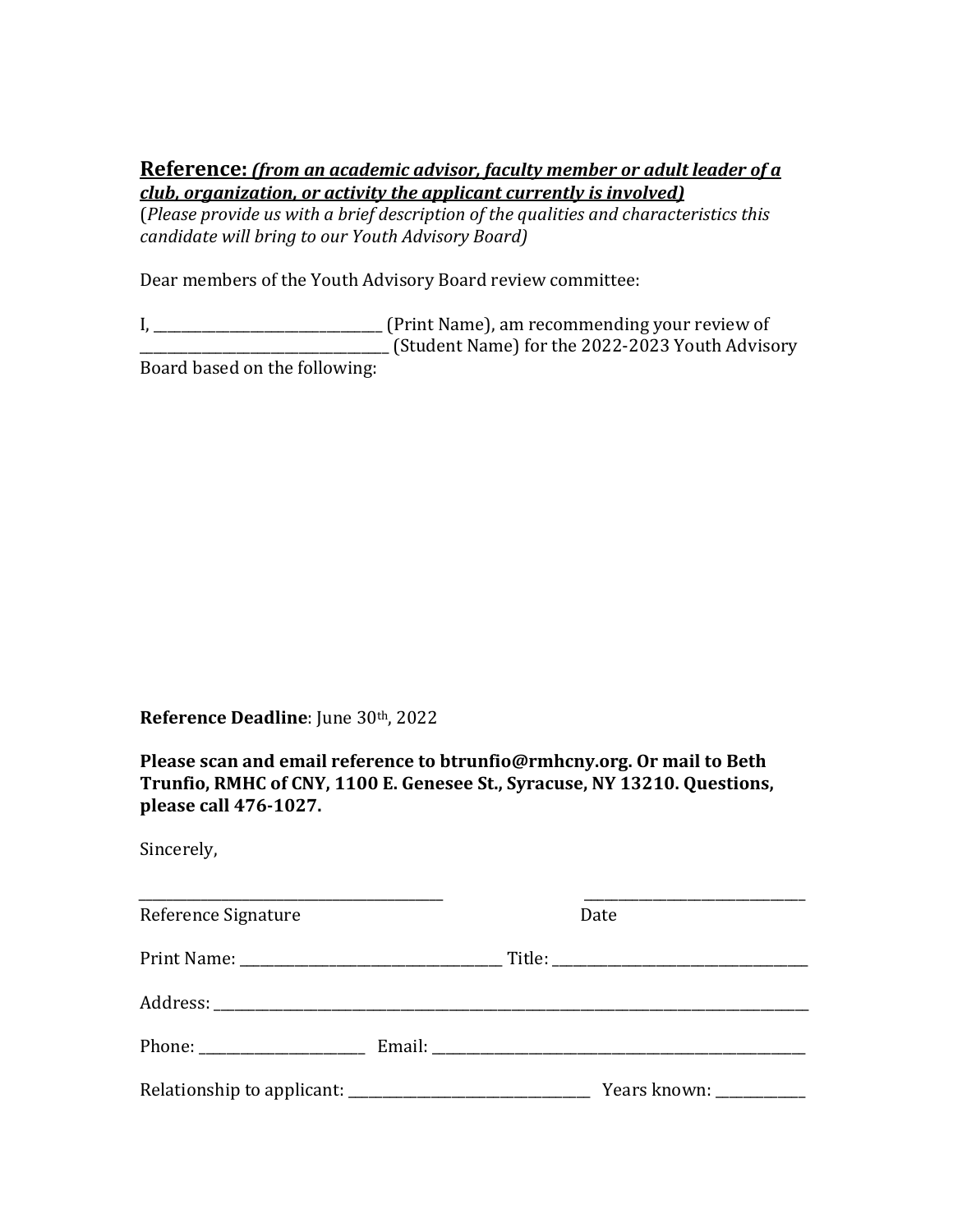**<u>Reference:</u>** ***<u>(from an academic advisor, faculty member or adult leader of a club, organization, or activity the applicant currently is involved)</u>***
(*Please provide us with a brief description of the qualities and characteristics this candidate will bring to our Youth Advisory Board)*

Dear members of the Youth Advisory Board review committee:

I, _______________________________ (Print Name), am recommending your review of _________________________________ (Student Name) for the 2022-2023 Youth Advisory Board based on the following:

**Reference Deadline**: June 30th, 2022

**Please scan and email reference to btrunfio@rmhcny.org. Or mail to Beth Trunfio, RMHC of CNY, 1100 E. Genesee St., Syracuse, NY 13210. Questions, please call 476-1027.**

Sincerely,

___________________________________________ &nbsp;&nbsp;&nbsp;&nbsp; _______________________________
Reference Signature &nbsp;&nbsp;&nbsp;&nbsp; Date

Print Name: ____________________________________ Title: ___________________________________

Address: __________________________________________________________________________________

Phone: _______________________ Email: ____________________________________________________

Relationship to applicant: _________________________________ Years known: ____________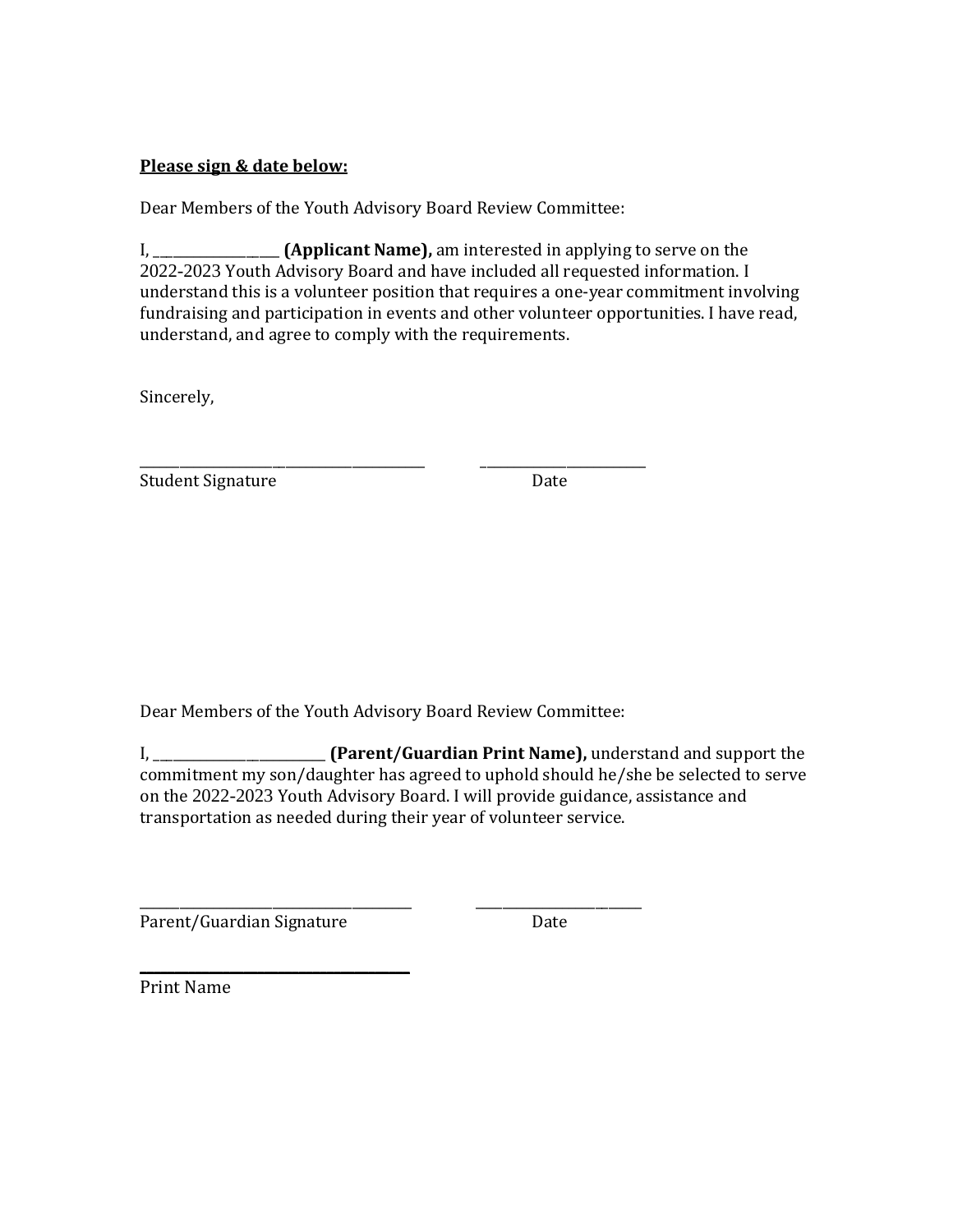**<u>Please sign & date below:</u>**

Dear Members of the Youth Advisory Board Review Committee:

I, ___________________ **(Applicant Name),** am interested in applying to serve on the 2022-2023 Youth Advisory Board and have included all requested information. I understand this is a volunteer position that requires a one-year commitment involving fundraising and participation in events and other volunteer opportunities. I have read, understand, and agree to comply with the requirements.

Sincerely,

_________________________________________ ________________________

Student Signature Date

Dear Members of the Youth Advisory Board Review Committee:

I, _________________________ **(Parent/Guardian Print Name),** understand and support the commitment my son/daughter has agreed to uphold should he/she be selected to serve on the 2022-2023 Youth Advisory Board. I will provide guidance, assistance and transportation as needed during their year of volunteer service.

_______________________________________ ________________________

Parent/Guardian Signature Date

_______________________________________

Print Name